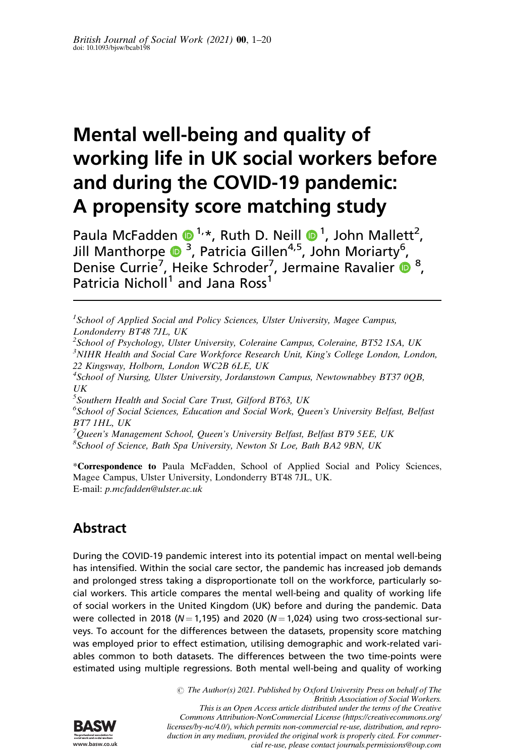# Mental well-being and quality of working life in UK social workers before and during the COVID-19 pandemic: A propensity score matching study

Paula McFadden [1,*], Ruth D. Neill [1], John Mallett[2], Jill Manthorpe [3], Patricia Gillen[4,5], John Moriarty[6], Denise Currie[7], Heike Schroder[7], Jermaine Ravalier [8], Patricia Nicholl[1] and Jana Ross[1]

[1]*School of Applied Social and Policy Sciences, Ulster University, Magee Campus, Londonderry BT48 7JL, UK*
[2]*School of Psychology, Ulster University, Coleraine Campus, Coleraine, BT52 1SA, UK*
[3]*NIHR Health and Social Care Workforce Research Unit, King's College London, London, 22 Kingsway, Holborn, London WC2B 6LE, UK*
[4]*School of Nursing, Ulster University, Jordanstown Campus, Newtownabbey BT37 0QB, UK*
[5]*Southern Health and Social Care Trust, Gilford BT63, UK*
[6]*School of Social Sciences, Education and Social Work, Queen's University Belfast, Belfast BT7 1HL, UK*
[7]*Queen's Management School, Queen's University Belfast, Belfast BT9 5EE, UK*
[8]*School of Science, Bath Spa University, Newton St Loe, Bath BA2 9BN, UK*

\***Correspondence to** Paula McFadden, School of Applied Social and Policy Sciences, Magee Campus, Ulster University, Londonderry BT48 7JL, UK. E-mail: *p.mcfadden@ulster.ac.uk*

## Abstract

During the COVID-19 pandemic interest into its potential impact on mental well-being has intensified. Within the social care sector, the pandemic has increased job demands and prolonged stress taking a disproportionate toll on the workforce, particularly social workers. This article compares the mental well-being and quality of working life of social workers in the United Kingdom (UK) before and during the pandemic. Data were collected in 2018 ($N = 1{,}195$) and 2020 ($N = 1{,}024$) using two cross-sectional surveys. To account for the differences between the datasets, propensity score matching was employed prior to effect estimation, utilising demographic and work-related variables common to both datasets. The differences between the two time-points were estimated using multiple regressions. Both mental well-being and quality of working

© The Author(s) 2021. Published by Oxford University Press on behalf of The British Association of Social Workers.
This is an Open Access article distributed under the terms of the Creative Commons Attribution-NonCommercial License (https://creativecommons.org/licenses/by-nc/4.0/), which permits non-commercial re-use, distribution, and reproduction in any medium, provided the original work is properly cited. For commercial re-use, please contact journals.permissions@oup.com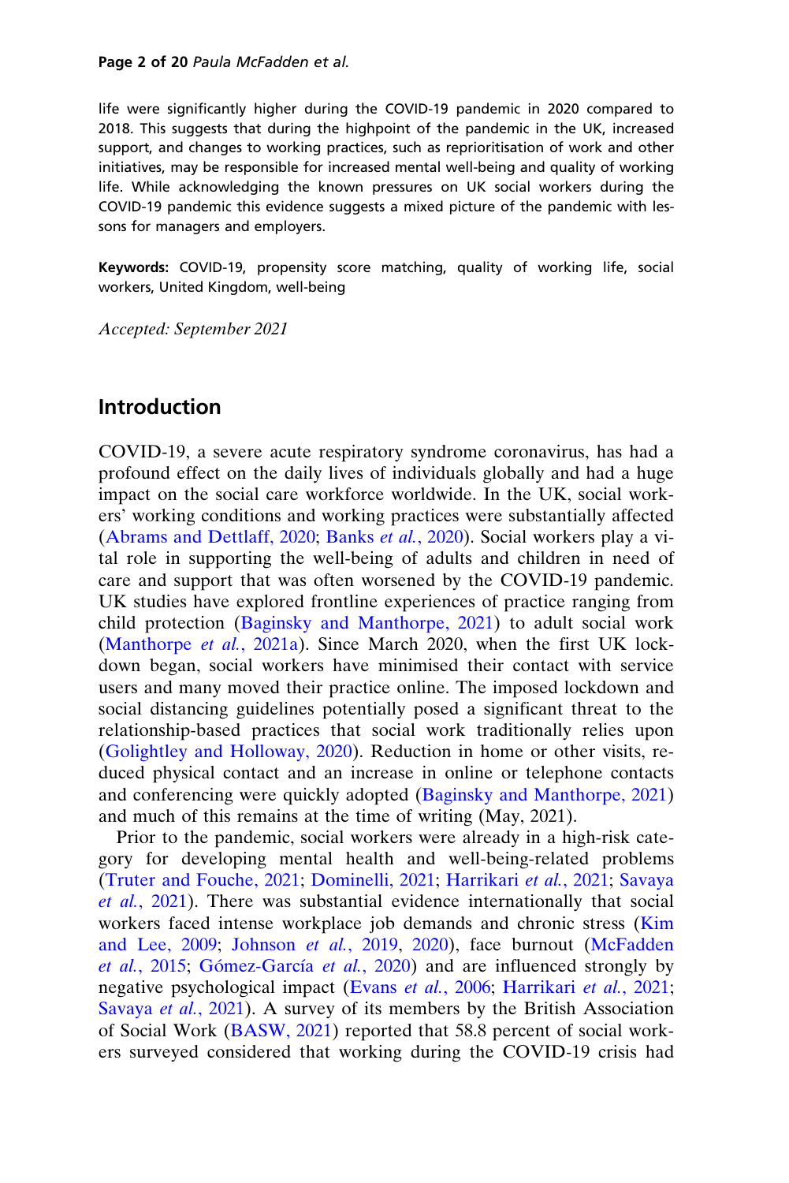life were significantly higher during the COVID-19 pandemic in 2020 compared to 2018. This suggests that during the highpoint of the pandemic in the UK, increased support, and changes to working practices, such as reprioritisation of work and other initiatives, may be responsible for increased mental well-being and quality of working life. While acknowledging the known pressures on UK social workers during the COVID-19 pandemic this evidence suggests a mixed picture of the pandemic with lessons for managers and employers.

**Keywords:** COVID-19, propensity score matching, quality of working life, social workers, United Kingdom, well-being

*Accepted: September 2021*

## Introduction

COVID-19, a severe acute respiratory syndrome coronavirus, has had a profound effect on the daily lives of individuals globally and had a huge impact on the social care workforce worldwide. In the UK, social workers' working conditions and working practices were substantially affected (Abrams and Dettlaff, 2020; Banks *et al.*, 2020). Social workers play a vital role in supporting the well-being of adults and children in need of care and support that was often worsened by the COVID-19 pandemic. UK studies have explored frontline experiences of practice ranging from child protection (Baginsky and Manthorpe, 2021) to adult social work (Manthorpe *et al.*, 2021a). Since March 2020, when the first UK lockdown began, social workers have minimised their contact with service users and many moved their practice online. The imposed lockdown and social distancing guidelines potentially posed a significant threat to the relationship-based practices that social work traditionally relies upon (Golightley and Holloway, 2020). Reduction in home or other visits, reduced physical contact and an increase in online or telephone contacts and conferencing were quickly adopted (Baginsky and Manthorpe, 2021) and much of this remains at the time of writing (May, 2021).

Prior to the pandemic, social workers were already in a high-risk category for developing mental health and well-being-related problems (Truter and Fouche, 2021; Dominelli, 2021; Harrikari *et al.*, 2021; Savaya *et al.*, 2021). There was substantial evidence internationally that social workers faced intense workplace job demands and chronic stress (Kim and Lee, 2009; Johnson *et al.*, 2019, 2020), face burnout (McFadden *et al.*, 2015; Gómez-García *et al.*, 2020) and are influenced strongly by negative psychological impact (Evans *et al.*, 2006; Harrikari *et al.*, 2021; Savaya *et al.*, 2021). A survey of its members by the British Association of Social Work (BASW, 2021) reported that 58.8 percent of social workers surveyed considered that working during the COVID-19 crisis had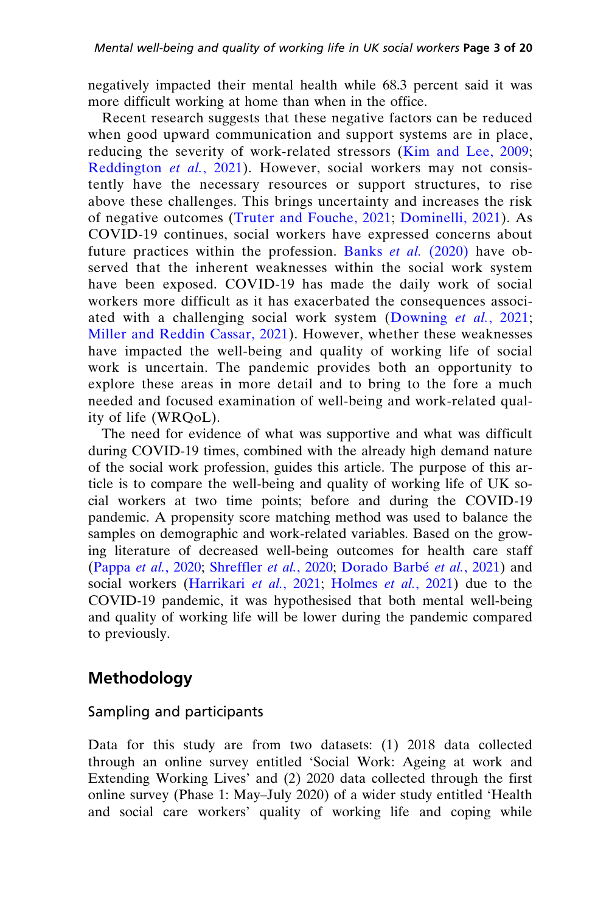negatively impacted their mental health while 68.3 percent said it was more difficult working at home than when in the office.

Recent research suggests that these negative factors can be reduced when good upward communication and support systems are in place, reducing the severity of work-related stressors (Kim and Lee, 2009; Reddington *et al.*, 2021). However, social workers may not consistently have the necessary resources or support structures, to rise above these challenges. This brings uncertainty and increases the risk of negative outcomes (Truter and Fouche, 2021; Dominelli, 2021). As COVID-19 continues, social workers have expressed concerns about future practices within the profession. Banks *et al.* (2020) have observed that the inherent weaknesses within the social work system have been exposed. COVID-19 has made the daily work of social workers more difficult as it has exacerbated the consequences associated with a challenging social work system (Downing *et al.*, 2021; Miller and Reddin Cassar, 2021). However, whether these weaknesses have impacted the well-being and quality of working life of social work is uncertain. The pandemic provides both an opportunity to explore these areas in more detail and to bring to the fore a much needed and focused examination of well-being and work-related quality of life (WRQoL).

The need for evidence of what was supportive and what was difficult during COVID-19 times, combined with the already high demand nature of the social work profession, guides this article. The purpose of this article is to compare the well-being and quality of working life of UK social workers at two time points; before and during the COVID-19 pandemic. A propensity score matching method was used to balance the samples on demographic and work-related variables. Based on the growing literature of decreased well-being outcomes for health care staff (Pappa *et al.*, 2020; Shreffler *et al.*, 2020; Dorado Barbé *et al.*, 2021) and social workers (Harrikari *et al.*, 2021; Holmes *et al.*, 2021) due to the COVID-19 pandemic, it was hypothesised that both mental well-being and quality of working life will be lower during the pandemic compared to previously.

## Methodology

### Sampling and participants

Data for this study are from two datasets: (1) 2018 data collected through an online survey entitled 'Social Work: Ageing at work and Extending Working Lives' and (2) 2020 data collected through the first online survey (Phase 1: May–July 2020) of a wider study entitled 'Health and social care workers' quality of working life and coping while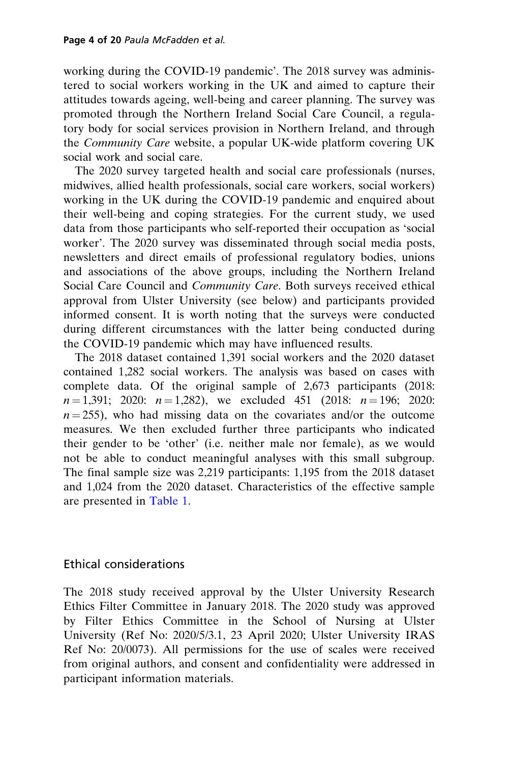working during the COVID-19 pandemic'. The 2018 survey was administered to social workers working in the UK and aimed to capture their attitudes towards ageing, well-being and career planning. The survey was promoted through the Northern Ireland Social Care Council, a regulatory body for social services provision in Northern Ireland, and through the *Community Care* website, a popular UK-wide platform covering UK social work and social care.

The 2020 survey targeted health and social care professionals (nurses, midwives, allied health professionals, social care workers, social workers) working in the UK during the COVID-19 pandemic and enquired about their well-being and coping strategies. For the current study, we used data from those participants who self-reported their occupation as 'social worker'. The 2020 survey was disseminated through social media posts, newsletters and direct emails of professional regulatory bodies, unions and associations of the above groups, including the Northern Ireland Social Care Council and *Community Care*. Both surveys received ethical approval from Ulster University (see below) and participants provided informed consent. It is worth noting that the surveys were conducted during different circumstances with the latter being conducted during the COVID-19 pandemic which may have influenced results.

The 2018 dataset contained 1,391 social workers and the 2020 dataset contained 1,282 social workers. The analysis was based on cases with complete data. Of the original sample of 2,673 participants (2018: $n = 1{,}391$; 2020: $n = 1{,}282$), we excluded 451 (2018: $n = 196$; 2020: $n = 255$), who had missing data on the covariates and/or the outcome measures. We then excluded further three participants who indicated their gender to be 'other' (i.e. neither male nor female), as we would not be able to conduct meaningful analyses with this small subgroup. The final sample size was 2,219 participants: 1,195 from the 2018 dataset and 1,024 from the 2020 dataset. Characteristics of the effective sample are presented in Table 1.

## Ethical considerations

The 2018 study received approval by the Ulster University Research Ethics Filter Committee in January 2018. The 2020 study was approved by Filter Ethics Committee in the School of Nursing at Ulster University (Ref No: 2020/5/3.1, 23 April 2020; Ulster University IRAS Ref No: 20/0073). All permissions for the use of scales were received from original authors, and consent and confidentiality were addressed in participant information materials.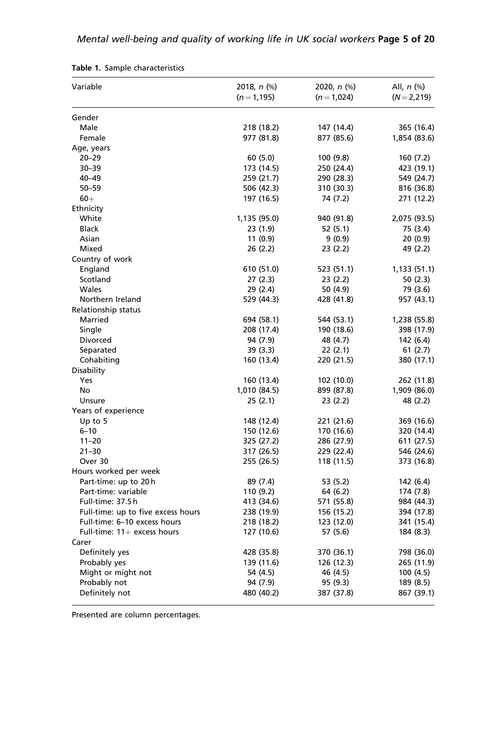**Table 1.** Sample characteristics

| Variable | 2018, *n* (%) ($n = 1,195$) | 2020, *n* (%) ($n = 1,024$) | All, *n* (%) ($N = 2,219$) |
|---|---|---|---|
| Gender | | | |
| Male | 218 (18.2) | 147 (14.4) | 365 (16.4) |
| Female | 977 (81.8) | 877 (85.6) | 1,854 (83.6) |
| Age, years | | | |
| 20–29 | 60 (5.0) | 100 (9.8) | 160 (7.2) |
| 30–39 | 173 (14.5) | 250 (24.4) | 423 (19.1) |
| 40–49 | 259 (21.7) | 290 (28.3) | 549 (24.7) |
| 50–59 | 506 (42.3) | 310 (30.3) | 816 (36.8) |
| 60+ | 197 (16.5) | 74 (7.2) | 271 (12.2) |
| Ethnicity | | | |
| White | 1,135 (95.0) | 940 (91.8) | 2,075 (93.5) |
| Black | 23 (1.9) | 52 (5.1) | 75 (3.4) |
| Asian | 11 (0.9) | 9 (0.9) | 20 (0.9) |
| Mixed | 26 (2.2) | 23 (2.2) | 49 (2.2) |
| Country of work | | | |
| England | 610 (51.0) | 523 (51.1) | 1,133 (51.1) |
| Scotland | 27 (2.3) | 23 (2.2) | 50 (2.3) |
| Wales | 29 (2.4) | 50 (4.9) | 79 (3.6) |
| Northern Ireland | 529 (44.3) | 428 (41.8) | 957 (43.1) |
| Relationship status | | | |
| Married | 694 (58.1) | 544 (53.1) | 1,238 (55.8) |
| Single | 208 (17.4) | 190 (18.6) | 398 (17.9) |
| Divorced | 94 (7.9) | 48 (4.7) | 142 (6.4) |
| Separated | 39 (3.3) | 22 (2.1) | 61 (2.7) |
| Cohabiting | 160 (13.4) | 220 (21.5) | 380 (17.1) |
| Disability | | | |
| Yes | 160 (13.4) | 102 (10.0) | 262 (11.8) |
| No | 1,010 (84.5) | 899 (87.8) | 1,909 (86.0) |
| Unsure | 25 (2.1) | 23 (2.2) | 48 (2.2) |
| Years of experience | | | |
| Up to 5 | 148 (12.4) | 221 (21.6) | 369 (16.6) |
| 6–10 | 150 (12.6) | 170 (16.6) | 320 (14.4) |
| 11–20 | 325 (27.2) | 286 (27.9) | 611 (27.5) |
| 21–30 | 317 (26.5) | 229 (22.4) | 546 (24.6) |
| Over 30 | 255 (26.5) | 118 (11.5) | 373 (16.8) |
| Hours worked per week | | | |
| Part-time: up to 20 h | 89 (7.4) | 53 (5.2) | 142 (6.4) |
| Part-time: variable | 110 (9.2) | 64 (6.2) | 174 (7.8) |
| Full-time: 37.5 h | 413 (34.6) | 571 (55.8) | 984 (44.3) |
| Full-time: up to five excess hours | 238 (19.9) | 156 (15.2) | 394 (17.8) |
| Full-time: 6–10 excess hours | 218 (18.2) | 123 (12.0) | 341 (15.4) |
| Full-time: 11+ excess hours | 127 (10.6) | 57 (5.6) | 184 (8.3) |
| Carer | | | |
| Definitely yes | 428 (35.8) | 370 (36.1) | 798 (36.0) |
| Probably yes | 139 (11.6) | 126 (12.3) | 265 (11.9) |
| Might or might not | 54 (4.5) | 46 (4.5) | 100 (4.5) |
| Probably not | 94 (7.9) | 95 (9.3) | 189 (8.5) |
| Definitely not | 480 (40.2) | 387 (37.8) | 867 (39.1) |

Presented are column percentages.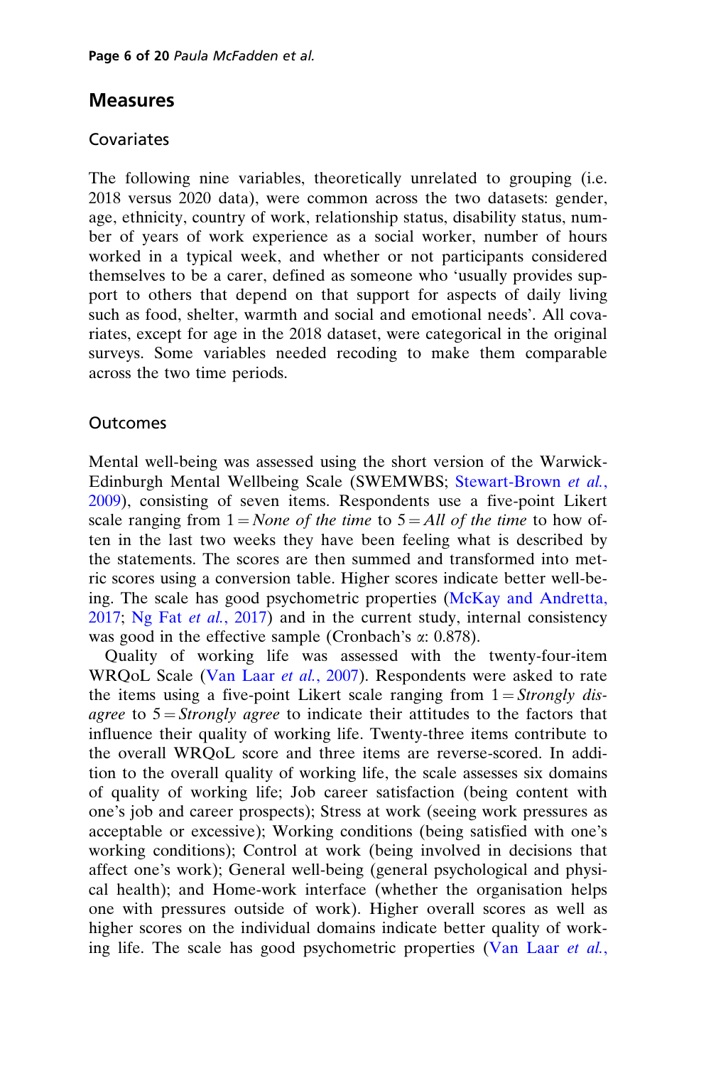## Measures

### Covariates

The following nine variables, theoretically unrelated to grouping (i.e. 2018 versus 2020 data), were common across the two datasets: gender, age, ethnicity, country of work, relationship status, disability status, number of years of work experience as a social worker, number of hours worked in a typical week, and whether or not participants considered themselves to be a carer, defined as someone who 'usually provides support to others that depend on that support for aspects of daily living such as food, shelter, warmth and social and emotional needs'. All covariates, except for age in the 2018 dataset, were categorical in the original surveys. Some variables needed recoding to make them comparable across the two time periods.

### Outcomes

Mental well-being was assessed using the short version of the Warwick-Edinburgh Mental Wellbeing Scale (SWEMWBS; Stewart-Brown *et al.*, 2009), consisting of seven items. Respondents use a five-point Likert scale ranging from 1 = *None of the time* to 5 = *All of the time* to how often in the last two weeks they have been feeling what is described by the statements. The scores are then summed and transformed into metric scores using a conversion table. Higher scores indicate better well-being. The scale has good psychometric properties (McKay and Andretta, 2017; Ng Fat *et al.*, 2017) and in the current study, internal consistency was good in the effective sample (Cronbach's $\alpha$: 0.878).

Quality of working life was assessed with the twenty-four-item WRQoL Scale (Van Laar *et al.*, 2007). Respondents were asked to rate the items using a five-point Likert scale ranging from 1 = *Strongly disagree* to 5 = *Strongly agree* to indicate their attitudes to the factors that influence their quality of working life. Twenty-three items contribute to the overall WRQoL score and three items are reverse-scored. In addition to the overall quality of working life, the scale assesses six domains of quality of working life; Job career satisfaction (being content with one's job and career prospects); Stress at work (seeing work pressures as acceptable or excessive); Working conditions (being satisfied with one's working conditions); Control at work (being involved in decisions that affect one's work); General well-being (general psychological and physical health); and Home-work interface (whether the organisation helps one with pressures outside of work). Higher overall scores as well as higher scores on the individual domains indicate better quality of working life. The scale has good psychometric properties (Van Laar *et al.*,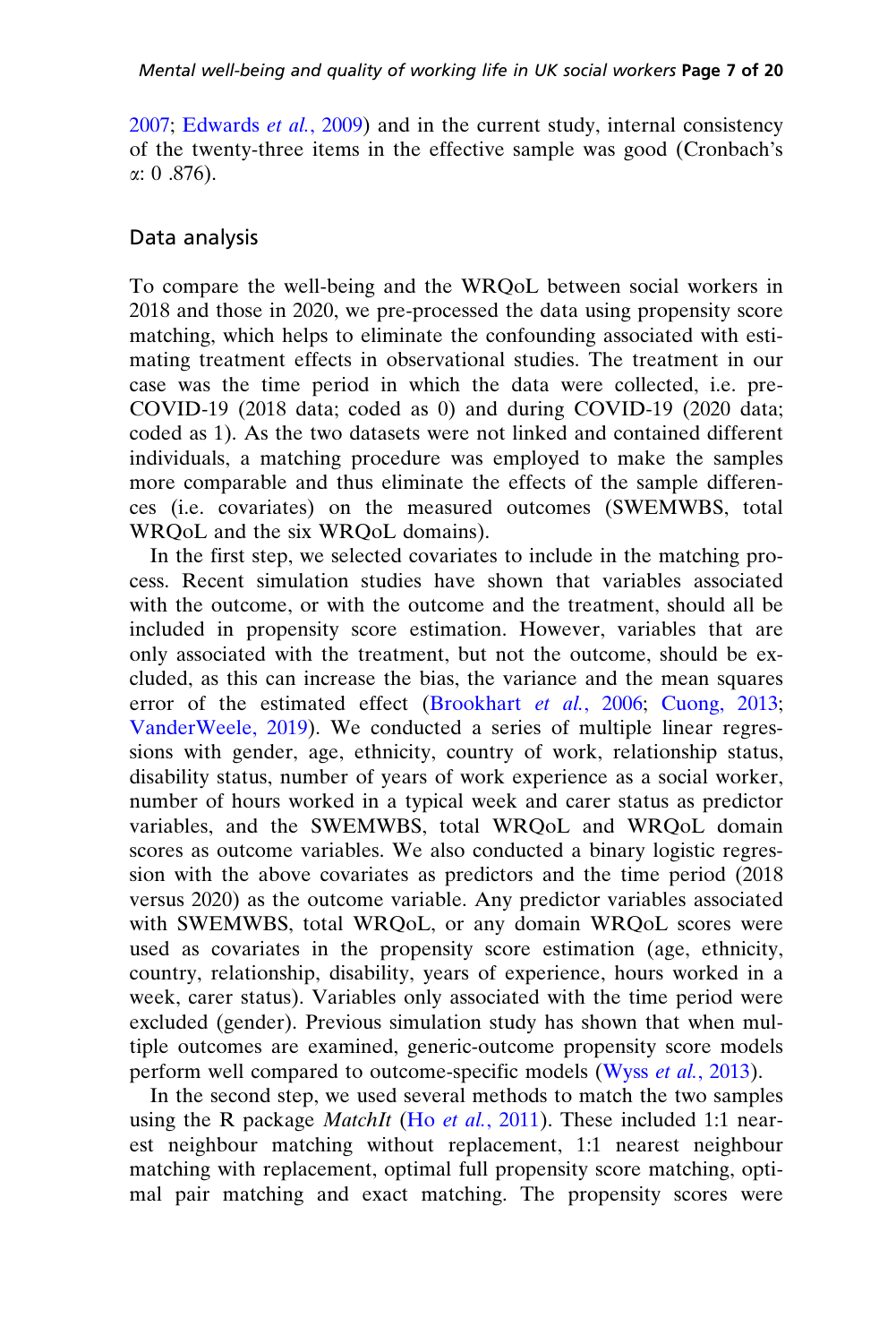2007; Edwards *et al.*, 2009) and in the current study, internal consistency of the twenty-three items in the effective sample was good (Cronbach's $\alpha$: 0 .876).

## Data analysis

To compare the well-being and the WRQoL between social workers in 2018 and those in 2020, we pre-processed the data using propensity score matching, which helps to eliminate the confounding associated with estimating treatment effects in observational studies. The treatment in our case was the time period in which the data were collected, i.e. pre-COVID-19 (2018 data; coded as 0) and during COVID-19 (2020 data; coded as 1). As the two datasets were not linked and contained different individuals, a matching procedure was employed to make the samples more comparable and thus eliminate the effects of the sample differences (i.e. covariates) on the measured outcomes (SWEMWBS, total WRQoL and the six WRQoL domains).

In the first step, we selected covariates to include in the matching process. Recent simulation studies have shown that variables associated with the outcome, or with the outcome and the treatment, should all be included in propensity score estimation. However, variables that are only associated with the treatment, but not the outcome, should be excluded, as this can increase the bias, the variance and the mean squares error of the estimated effect (Brookhart *et al.*, 2006; Cuong, 2013; VanderWeele, 2019). We conducted a series of multiple linear regressions with gender, age, ethnicity, country of work, relationship status, disability status, number of years of work experience as a social worker, number of hours worked in a typical week and carer status as predictor variables, and the SWEMWBS, total WRQoL and WRQoL domain scores as outcome variables. We also conducted a binary logistic regression with the above covariates as predictors and the time period (2018 versus 2020) as the outcome variable. Any predictor variables associated with SWEMWBS, total WRQoL, or any domain WRQoL scores were used as covariates in the propensity score estimation (age, ethnicity, country, relationship, disability, years of experience, hours worked in a week, carer status). Variables only associated with the time period were excluded (gender). Previous simulation study has shown that when multiple outcomes are examined, generic-outcome propensity score models perform well compared to outcome-specific models (Wyss *et al.*, 2013).

In the second step, we used several methods to match the two samples using the R package *MatchIt* (Ho *et al.*, 2011). These included 1:1 nearest neighbour matching without replacement, 1:1 nearest neighbour matching with replacement, optimal full propensity score matching, optimal pair matching and exact matching. The propensity scores were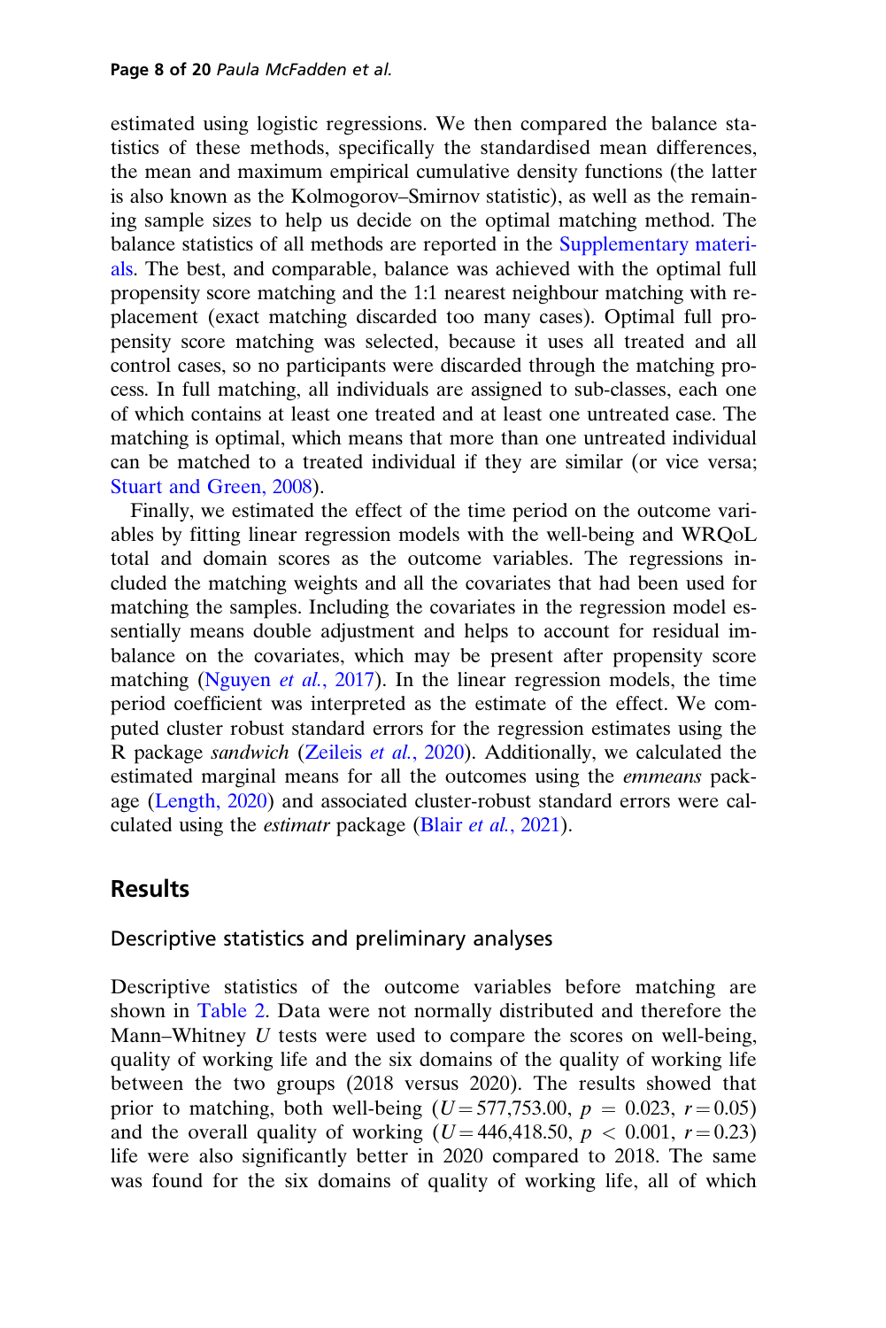estimated using logistic regressions. We then compared the balance statistics of these methods, specifically the standardised mean differences, the mean and maximum empirical cumulative density functions (the latter is also known as the Kolmogorov–Smirnov statistic), as well as the remaining sample sizes to help us decide on the optimal matching method. The balance statistics of all methods are reported in the Supplementary materials. The best, and comparable, balance was achieved with the optimal full propensity score matching and the 1:1 nearest neighbour matching with replacement (exact matching discarded too many cases). Optimal full propensity score matching was selected, because it uses all treated and all control cases, so no participants were discarded through the matching process. In full matching, all individuals are assigned to sub-classes, each one of which contains at least one treated and at least one untreated case. The matching is optimal, which means that more than one untreated individual can be matched to a treated individual if they are similar (or vice versa; Stuart and Green, 2008).

Finally, we estimated the effect of the time period on the outcome variables by fitting linear regression models with the well-being and WRQoL total and domain scores as the outcome variables. The regressions included the matching weights and all the covariates that had been used for matching the samples. Including the covariates in the regression model essentially means double adjustment and helps to account for residual imbalance on the covariates, which may be present after propensity score matching (Nguyen *et al.*, 2017). In the linear regression models, the time period coefficient was interpreted as the estimate of the effect. We computed cluster robust standard errors for the regression estimates using the R package *sandwich* (Zeileis *et al.*, 2020). Additionally, we calculated the estimated marginal means for all the outcomes using the *emmeans* package (Length, 2020) and associated cluster-robust standard errors were calculated using the *estimatr* package (Blair *et al.*, 2021).

## Results

### Descriptive statistics and preliminary analyses

Descriptive statistics of the outcome variables before matching are shown in Table 2. Data were not normally distributed and therefore the Mann–Whitney $U$ tests were used to compare the scores on well-being, quality of working life and the six domains of the quality of working life between the two groups (2018 versus 2020). The results showed that prior to matching, both well-being ($U = 577{,}753.00$, $p = 0.023$, $r = 0.05$) and the overall quality of working ($U = 446{,}418.50$, $p < 0.001$, $r = 0.23$) life were also significantly better in 2020 compared to 2018. The same was found for the six domains of quality of working life, all of which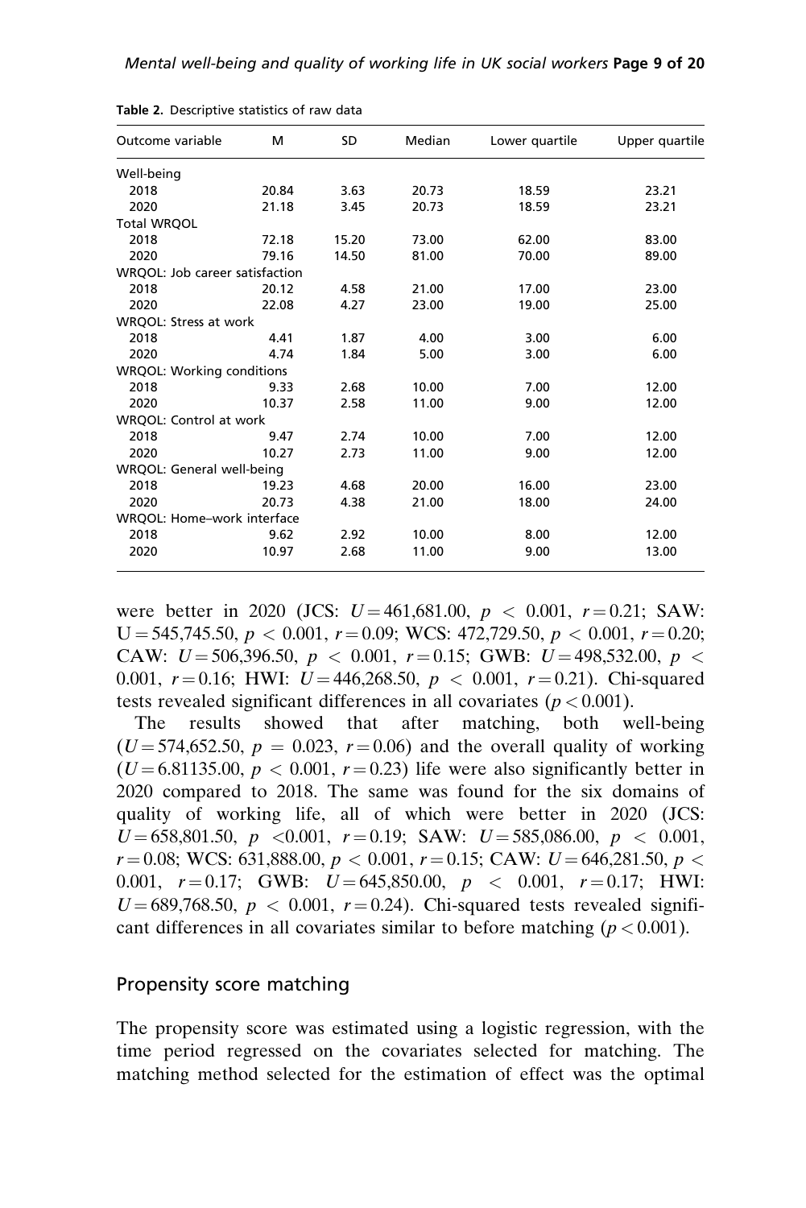Table 2. Descriptive statistics of raw data

| Outcome variable | M | SD | Median | Lower quartile | Upper quartile |
|---|---|---|---|---|---|
| Well-being | | | | | |
| 2018 | 20.84 | 3.63 | 20.73 | 18.59 | 23.21 |
| 2020 | 21.18 | 3.45 | 20.73 | 18.59 | 23.21 |
| Total WRQOL | | | | | |
| 2018 | 72.18 | 15.20 | 73.00 | 62.00 | 83.00 |
| 2020 | 79.16 | 14.50 | 81.00 | 70.00 | 89.00 |
| WRQOL: Job career satisfaction | | | | | |
| 2018 | 20.12 | 4.58 | 21.00 | 17.00 | 23.00 |
| 2020 | 22.08 | 4.27 | 23.00 | 19.00 | 25.00 |
| WRQOL: Stress at work | | | | | |
| 2018 | 4.41 | 1.87 | 4.00 | 3.00 | 6.00 |
| 2020 | 4.74 | 1.84 | 5.00 | 3.00 | 6.00 |
| WRQOL: Working conditions | | | | | |
| 2018 | 9.33 | 2.68 | 10.00 | 7.00 | 12.00 |
| 2020 | 10.37 | 2.58 | 11.00 | 9.00 | 12.00 |
| WRQOL: Control at work | | | | | |
| 2018 | 9.47 | 2.74 | 10.00 | 7.00 | 12.00 |
| 2020 | 10.27 | 2.73 | 11.00 | 9.00 | 12.00 |
| WRQOL: General well-being | | | | | |
| 2018 | 19.23 | 4.68 | 20.00 | 16.00 | 23.00 |
| 2020 | 20.73 | 4.38 | 21.00 | 18.00 | 24.00 |
| WRQOL: Home–work interface | | | | | |
| 2018 | 9.62 | 2.92 | 10.00 | 8.00 | 12.00 |
| 2020 | 10.97 | 2.68 | 11.00 | 9.00 | 13.00 |

were better in 2020 (JCS: $U = 461{,}681.00$, $p < 0.001$, $r = 0.21$; SAW: $U = 545{,}745.50$, $p < 0.001$, $r = 0.09$; WCS: $472{,}729.50$, $p < 0.001$, $r = 0.20$; CAW: $U = 506{,}396.50$, $p < 0.001$, $r = 0.15$; GWB: $U = 498{,}532.00$, $p < 0.001$, $r = 0.16$; HWI: $U = 446{,}268.50$, $p < 0.001$, $r = 0.21$). Chi-squared tests revealed significant differences in all covariates ($p < 0.001$).

The results showed that after matching, both well-being ($U = 574{,}652.50$, $p = 0.023$, $r = 0.06$) and the overall quality of working ($U = 6.81135.00$, $p < 0.001$, $r = 0.23$) life were also significantly better in 2020 compared to 2018. The same was found for the six domains of quality of working life, all of which were better in 2020 (JCS: $U = 658{,}801.50$, $p < 0.001$, $r = 0.19$; SAW: $U = 585{,}086.00$, $p < 0.001$, $r = 0.08$; WCS: $631{,}888.00$, $p < 0.001$, $r = 0.15$; CAW: $U = 646{,}281.50$, $p < 0.001$, $r = 0.17$; GWB: $U = 645{,}850.00$, $p < 0.001$, $r = 0.17$; HWI: $U = 689{,}768.50$, $p < 0.001$, $r = 0.24$). Chi-squared tests revealed significant differences in all covariates similar to before matching ($p < 0.001$).

## Propensity score matching

The propensity score was estimated using a logistic regression, with the time period regressed on the covariates selected for matching. The matching method selected for the estimation of effect was the optimal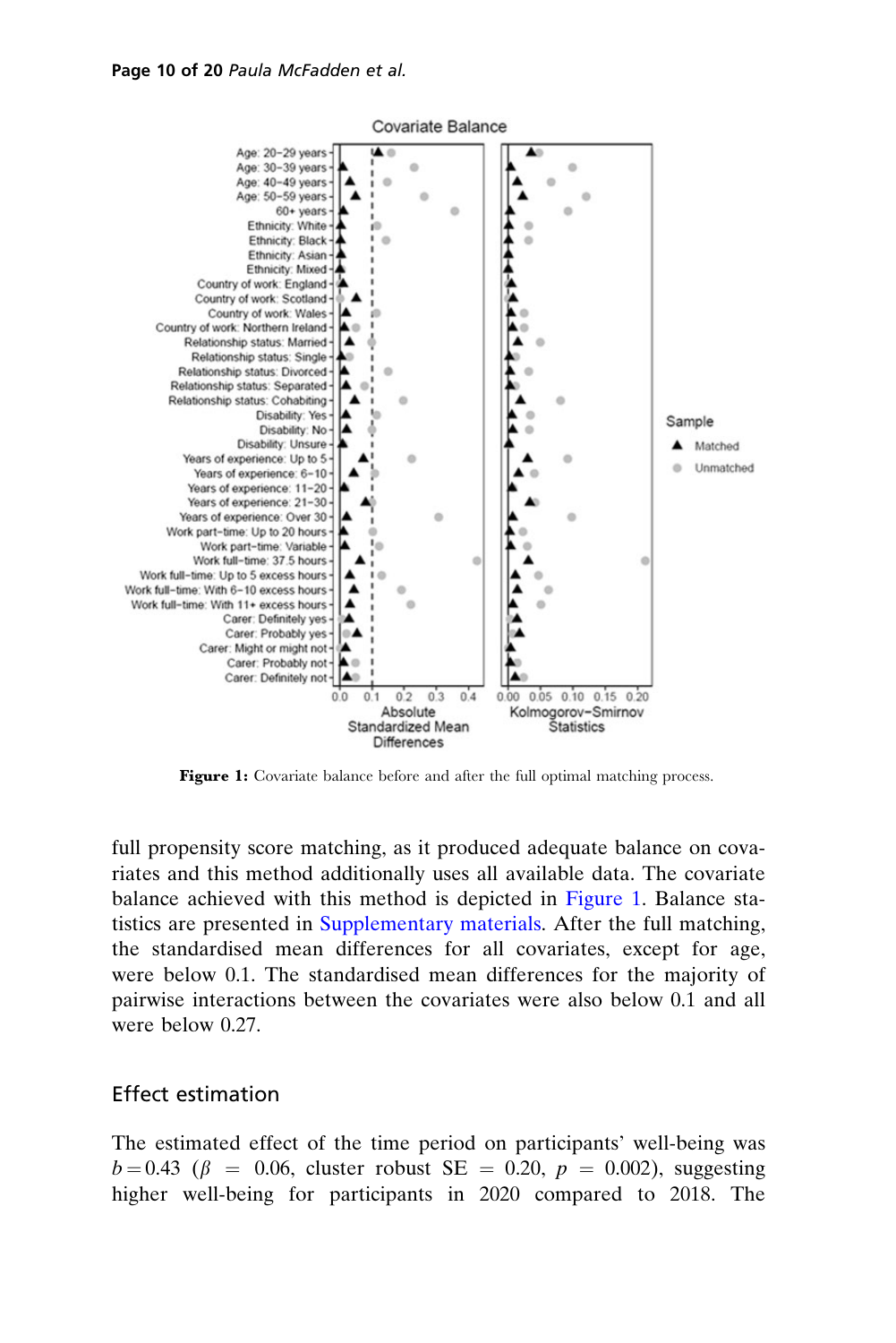**Figure 1:** Covariate balance before and after the full optimal matching process.

full propensity score matching, as it produced adequate balance on covariates and this method additionally uses all available data. The covariate balance achieved with this method is depicted in Figure 1. Balance statistics are presented in Supplementary materials. After the full matching, the standardised mean differences for all covariates, except for age, were below 0.1. The standardised mean differences for the majority of pairwise interactions between the covariates were also below 0.1 and all were below 0.27.

## Effect estimation

The estimated effect of the time period on participants' well-being was $b = 0.43$ ($\beta = 0.06$, cluster robust SE $= 0.20$, $p = 0.002$), suggesting higher well-being for participants in 2020 compared to 2018. The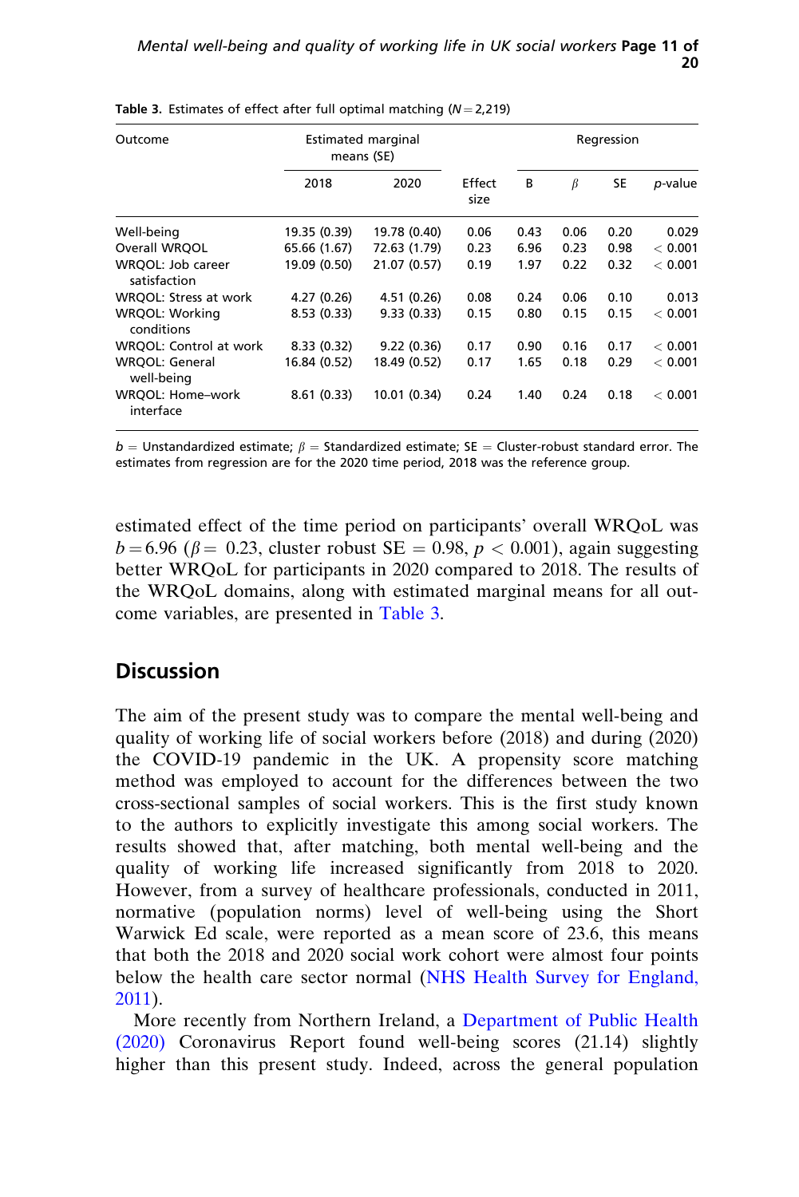**Table 3.** Estimates of effect after full optimal matching ($N = 2,219$)

| Outcome | Estimated marginal means (SE) | | | Regression | | | |
|---|---|---|---|---|---|---|---|
| | 2018 | 2020 | Effect size | B | $\beta$ | SE | *p*-value |
| Well-being | 19.35 (0.39) | 19.78 (0.40) | 0.06 | 0.43 | 0.06 | 0.20 | 0.029 |
| Overall WRQOL | 65.66 (1.67) | 72.63 (1.79) | 0.23 | 6.96 | 0.23 | 0.98 | $< 0.001$ |
| WRQOL: Job career satisfaction | 19.09 (0.50) | 21.07 (0.57) | 0.19 | 1.97 | 0.22 | 0.32 | $< 0.001$ |
| WRQOL: Stress at work | 4.27 (0.26) | 4.51 (0.26) | 0.08 | 0.24 | 0.06 | 0.10 | 0.013 |
| WRQOL: Working conditions | 8.53 (0.33) | 9.33 (0.33) | 0.15 | 0.80 | 0.15 | 0.15 | $< 0.001$ |
| WRQOL: Control at work | 8.33 (0.32) | 9.22 (0.36) | 0.17 | 0.90 | 0.16 | 0.17 | $< 0.001$ |
| WRQOL: General well-being | 16.84 (0.52) | 18.49 (0.52) | 0.17 | 1.65 | 0.18 | 0.29 | $< 0.001$ |
| WRQOL: Home–work interface | 8.61 (0.33) | 10.01 (0.34) | 0.24 | 1.40 | 0.24 | 0.18 | $< 0.001$ |

$b$ = Unstandardized estimate; $\beta$ = Standardized estimate; SE = Cluster-robust standard error. The estimates from regression are for the 2020 time period, 2018 was the reference group.

estimated effect of the time period on participants' overall WRQoL was $b = 6.96$ ($\beta = 0.23$, cluster robust SE = 0.98, $p < 0.001$), again suggesting better WRQoL for participants in 2020 compared to 2018. The results of the WRQoL domains, along with estimated marginal means for all outcome variables, are presented in Table 3.

## Discussion

The aim of the present study was to compare the mental well-being and quality of working life of social workers before (2018) and during (2020) the COVID-19 pandemic in the UK. A propensity score matching method was employed to account for the differences between the two cross-sectional samples of social workers. This is the first study known to the authors to explicitly investigate this among social workers. The results showed that, after matching, both mental well-being and the quality of working life increased significantly from 2018 to 2020. However, from a survey of healthcare professionals, conducted in 2011, normative (population norms) level of well-being using the Short Warwick Ed scale, were reported as a mean score of 23.6, this means that both the 2018 and 2020 social work cohort were almost four points below the health care sector normal (NHS Health Survey for England, 2011).

More recently from Northern Ireland, a Department of Public Health (2020) Coronavirus Report found well-being scores (21.14) slightly higher than this present study. Indeed, across the general population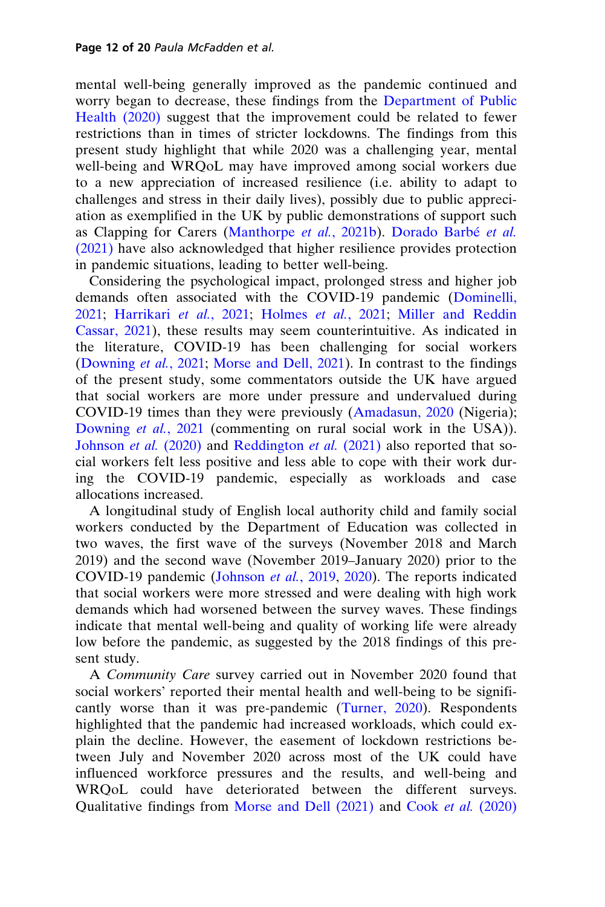mental well-being generally improved as the pandemic continued and worry began to decrease, these findings from the Department of Public Health (2020) suggest that the improvement could be related to fewer restrictions than in times of stricter lockdowns. The findings from this present study highlight that while 2020 was a challenging year, mental well-being and WRQoL may have improved among social workers due to a new appreciation of increased resilience (i.e. ability to adapt to challenges and stress in their daily lives), possibly due to public appreciation as exemplified in the UK by public demonstrations of support such as Clapping for Carers (Manthorpe *et al.*, 2021b). Dorado Barbé *et al.* (2021) have also acknowledged that higher resilience provides protection in pandemic situations, leading to better well-being.

Considering the psychological impact, prolonged stress and higher job demands often associated with the COVID-19 pandemic (Dominelli, 2021; Harrikari *et al.*, 2021; Holmes *et al.*, 2021; Miller and Reddin Cassar, 2021), these results may seem counterintuitive. As indicated in the literature, COVID-19 has been challenging for social workers (Downing *et al.*, 2021; Morse and Dell, 2021). In contrast to the findings of the present study, some commentators outside the UK have argued that social workers are more under pressure and undervalued during COVID-19 times than they were previously (Amadasun, 2020 (Nigeria); Downing *et al.*, 2021 (commenting on rural social work in the USA)). Johnson *et al.* (2020) and Reddington *et al.* (2021) also reported that social workers felt less positive and less able to cope with their work during the COVID-19 pandemic, especially as workloads and case allocations increased.

A longitudinal study of English local authority child and family social workers conducted by the Department of Education was collected in two waves, the first wave of the surveys (November 2018 and March 2019) and the second wave (November 2019–January 2020) prior to the COVID-19 pandemic (Johnson *et al.*, 2019, 2020). The reports indicated that social workers were more stressed and were dealing with high work demands which had worsened between the survey waves. These findings indicate that mental well-being and quality of working life were already low before the pandemic, as suggested by the 2018 findings of this present study.

A *Community Care* survey carried out in November 2020 found that social workers' reported their mental health and well-being to be significantly worse than it was pre-pandemic (Turner, 2020). Respondents highlighted that the pandemic had increased workloads, which could explain the decline. However, the easement of lockdown restrictions between July and November 2020 across most of the UK could have influenced workforce pressures and the results, and well-being and WRQoL could have deteriorated between the different surveys. Qualitative findings from Morse and Dell (2021) and Cook *et al.* (2020)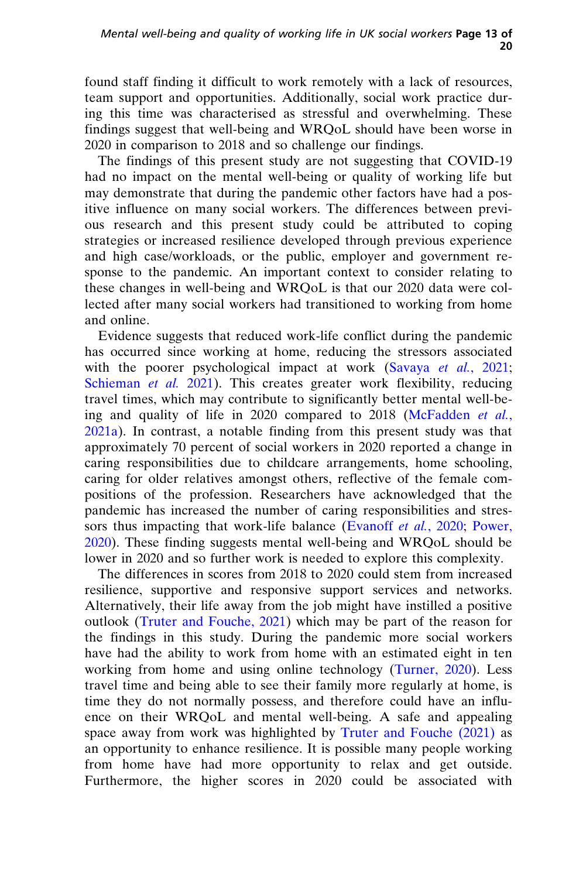found staff finding it difficult to work remotely with a lack of resources, team support and opportunities. Additionally, social work practice during this time was characterised as stressful and overwhelming. These findings suggest that well-being and WRQoL should have been worse in 2020 in comparison to 2018 and so challenge our findings.

The findings of this present study are not suggesting that COVID-19 had no impact on the mental well-being or quality of working life but may demonstrate that during the pandemic other factors have had a positive influence on many social workers. The differences between previous research and this present study could be attributed to coping strategies or increased resilience developed through previous experience and high case/workloads, or the public, employer and government response to the pandemic. An important context to consider relating to these changes in well-being and WRQoL is that our 2020 data were collected after many social workers had transitioned to working from home and online.

Evidence suggests that reduced work-life conflict during the pandemic has occurred since working at home, reducing the stressors associated with the poorer psychological impact at work (Savaya *et al.*, 2021; Schieman *et al.* 2021). This creates greater work flexibility, reducing travel times, which may contribute to significantly better mental well-being and quality of life in 2020 compared to 2018 (McFadden *et al.*, 2021a). In contrast, a notable finding from this present study was that approximately 70 percent of social workers in 2020 reported a change in caring responsibilities due to childcare arrangements, home schooling, caring for older relatives amongst others, reflective of the female compositions of the profession. Researchers have acknowledged that the pandemic has increased the number of caring responsibilities and stressors thus impacting that work-life balance (Evanoff *et al.*, 2020; Power, 2020). These finding suggests mental well-being and WRQoL should be lower in 2020 and so further work is needed to explore this complexity.

The differences in scores from 2018 to 2020 could stem from increased resilience, supportive and responsive support services and networks. Alternatively, their life away from the job might have instilled a positive outlook (Truter and Fouche, 2021) which may be part of the reason for the findings in this study. During the pandemic more social workers have had the ability to work from home with an estimated eight in ten working from home and using online technology (Turner, 2020). Less travel time and being able to see their family more regularly at home, is time they do not normally possess, and therefore could have an influence on their WRQoL and mental well-being. A safe and appealing space away from work was highlighted by Truter and Fouche (2021) as an opportunity to enhance resilience. It is possible many people working from home have had more opportunity to relax and get outside. Furthermore, the higher scores in 2020 could be associated with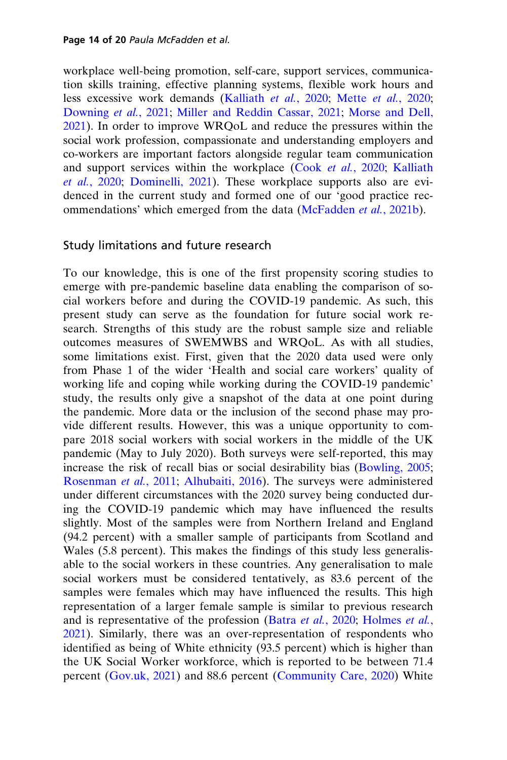workplace well-being promotion, self-care, support services, communication skills training, effective planning systems, flexible work hours and less excessive work demands (Kalliath *et al.*, 2020; Mette *et al.*, 2020; Downing *et al.*, 2021; Miller and Reddin Cassar, 2021; Morse and Dell, 2021). In order to improve WRQoL and reduce the pressures within the social work profession, compassionate and understanding employers and co-workers are important factors alongside regular team communication and support services within the workplace (Cook *et al.*, 2020; Kalliath *et al.*, 2020; Dominelli, 2021). These workplace supports also are evidenced in the current study and formed one of our 'good practice recommendations' which emerged from the data (McFadden *et al.*, 2021b).

## Study limitations and future research

To our knowledge, this is one of the first propensity scoring studies to emerge with pre-pandemic baseline data enabling the comparison of social workers before and during the COVID-19 pandemic. As such, this present study can serve as the foundation for future social work research. Strengths of this study are the robust sample size and reliable outcomes measures of SWEMWBS and WRQoL. As with all studies, some limitations exist. First, given that the 2020 data used were only from Phase 1 of the wider 'Health and social care workers' quality of working life and coping while working during the COVID-19 pandemic' study, the results only give a snapshot of the data at one point during the pandemic. More data or the inclusion of the second phase may provide different results. However, this was a unique opportunity to compare 2018 social workers with social workers in the middle of the UK pandemic (May to July 2020). Both surveys were self-reported, this may increase the risk of recall bias or social desirability bias (Bowling, 2005; Rosenman *et al.*, 2011; Alhubaiti, 2016). The surveys were administered under different circumstances with the 2020 survey being conducted during the COVID-19 pandemic which may have influenced the results slightly. Most of the samples were from Northern Ireland and England (94.2 percent) with a smaller sample of participants from Scotland and Wales (5.8 percent). This makes the findings of this study less generalisable to the social workers in these countries. Any generalisation to male social workers must be considered tentatively, as 83.6 percent of the samples were females which may have influenced the results. This high representation of a larger female sample is similar to previous research and is representative of the profession (Batra *et al.*, 2020; Holmes *et al.*, 2021). Similarly, there was an over-representation of respondents who identified as being of White ethnicity (93.5 percent) which is higher than the UK Social Worker workforce, which is reported to be between 71.4 percent (Gov.uk, 2021) and 88.6 percent (Community Care, 2020) White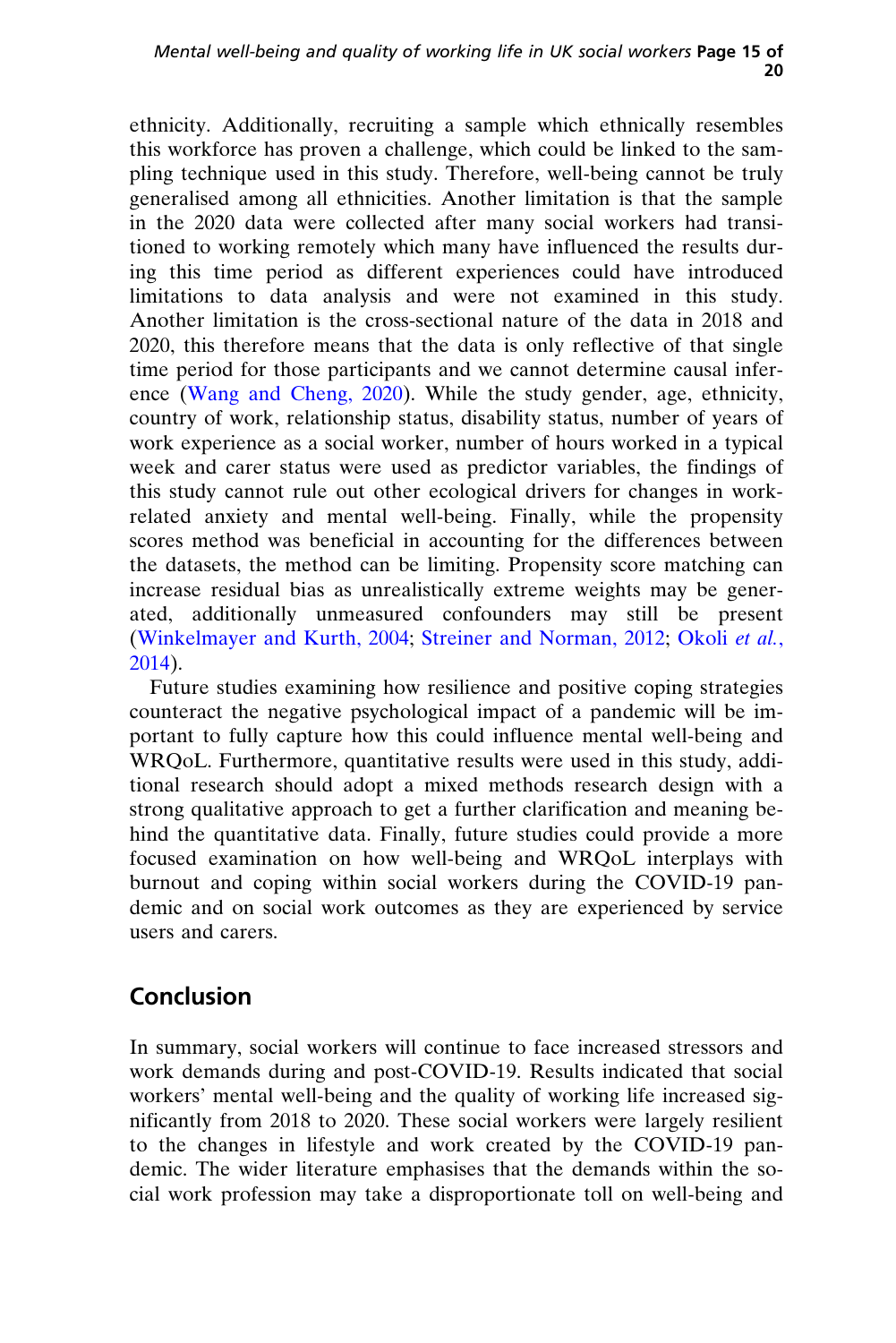ethnicity. Additionally, recruiting a sample which ethnically resembles this workforce has proven a challenge, which could be linked to the sampling technique used in this study. Therefore, well-being cannot be truly generalised among all ethnicities. Another limitation is that the sample in the 2020 data were collected after many social workers had transitioned to working remotely which many have influenced the results during this time period as different experiences could have introduced limitations to data analysis and were not examined in this study. Another limitation is the cross-sectional nature of the data in 2018 and 2020, this therefore means that the data is only reflective of that single time period for those participants and we cannot determine causal inference (Wang and Cheng, 2020). While the study gender, age, ethnicity, country of work, relationship status, disability status, number of years of work experience as a social worker, number of hours worked in a typical week and carer status were used as predictor variables, the findings of this study cannot rule out other ecological drivers for changes in work-related anxiety and mental well-being. Finally, while the propensity scores method was beneficial in accounting for the differences between the datasets, the method can be limiting. Propensity score matching can increase residual bias as unrealistically extreme weights may be generated, additionally unmeasured confounders may still be present (Winkelmayer and Kurth, 2004; Streiner and Norman, 2012; Okoli *et al.*, 2014).

Future studies examining how resilience and positive coping strategies counteract the negative psychological impact of a pandemic will be important to fully capture how this could influence mental well-being and WRQoL. Furthermore, quantitative results were used in this study, additional research should adopt a mixed methods research design with a strong qualitative approach to get a further clarification and meaning behind the quantitative data. Finally, future studies could provide a more focused examination on how well-being and WRQoL interplays with burnout and coping within social workers during the COVID-19 pandemic and on social work outcomes as they are experienced by service users and carers.

## Conclusion

In summary, social workers will continue to face increased stressors and work demands during and post-COVID-19. Results indicated that social workers' mental well-being and the quality of working life increased significantly from 2018 to 2020. These social workers were largely resilient to the changes in lifestyle and work created by the COVID-19 pandemic. The wider literature emphasises that the demands within the social work profession may take a disproportionate toll on well-being and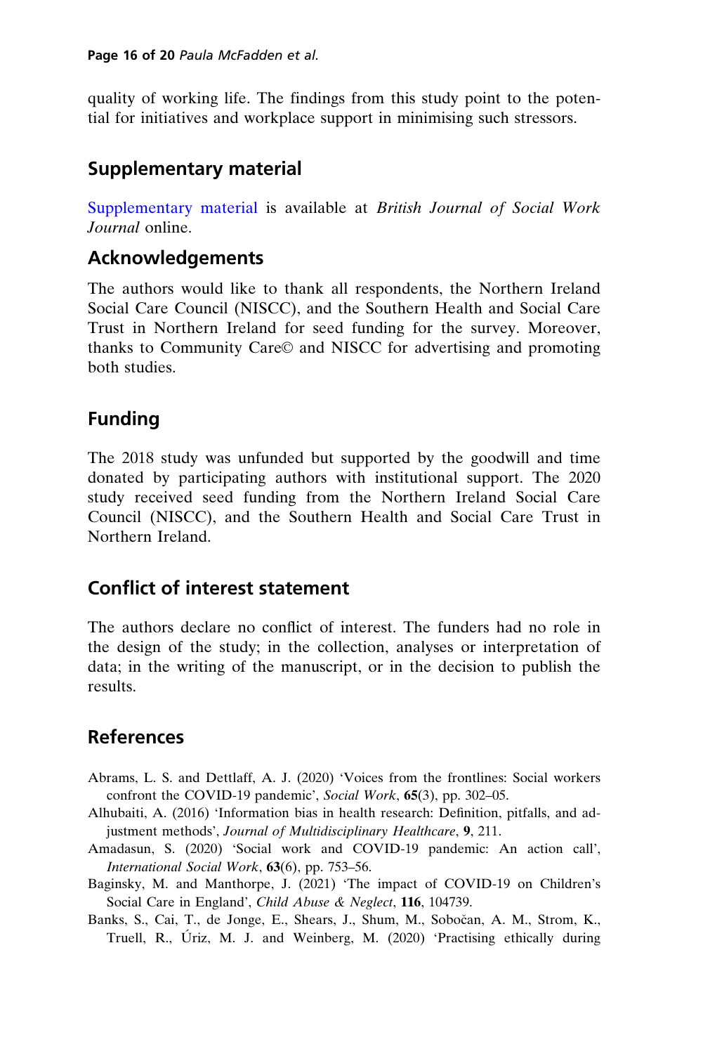quality of working life. The findings from this study point to the potential for initiatives and workplace support in minimising such stressors.

## Supplementary material

Supplementary material is available at *British Journal of Social Work Journal* online.

## Acknowledgements

The authors would like to thank all respondents, the Northern Ireland Social Care Council (NISCC), and the Southern Health and Social Care Trust in Northern Ireland for seed funding for the survey. Moreover, thanks to Community Care© and NISCC for advertising and promoting both studies.

## Funding

The 2018 study was unfunded but supported by the goodwill and time donated by participating authors with institutional support. The 2020 study received seed funding from the Northern Ireland Social Care Council (NISCC), and the Southern Health and Social Care Trust in Northern Ireland.

## Conflict of interest statement

The authors declare no conflict of interest. The funders had no role in the design of the study; in the collection, analyses or interpretation of data; in the writing of the manuscript, or in the decision to publish the results.

## References

Abrams, L. S. and Dettlaff, A. J. (2020) 'Voices from the frontlines: Social workers confront the COVID-19 pandemic', *Social Work*, **65**(3), pp. 302–05.

Alhubaiti, A. (2016) 'Information bias in health research: Definition, pitfalls, and adjustment methods', *Journal of Multidisciplinary Healthcare*, **9**, 211.

Amadasun, S. (2020) 'Social work and COVID-19 pandemic: An action call', *International Social Work*, **63**(6), pp. 753–56.

Baginsky, M. and Manthorpe, J. (2021) 'The impact of COVID-19 on Children's Social Care in England', *Child Abuse & Neglect*, **116**, 104739.

Banks, S., Cai, T., de Jonge, E., Shears, J., Shum, M., Sobočan, A. M., Strom, K., Truell, R., Úriz, M. J. and Weinberg, M. (2020) 'Practising ethically during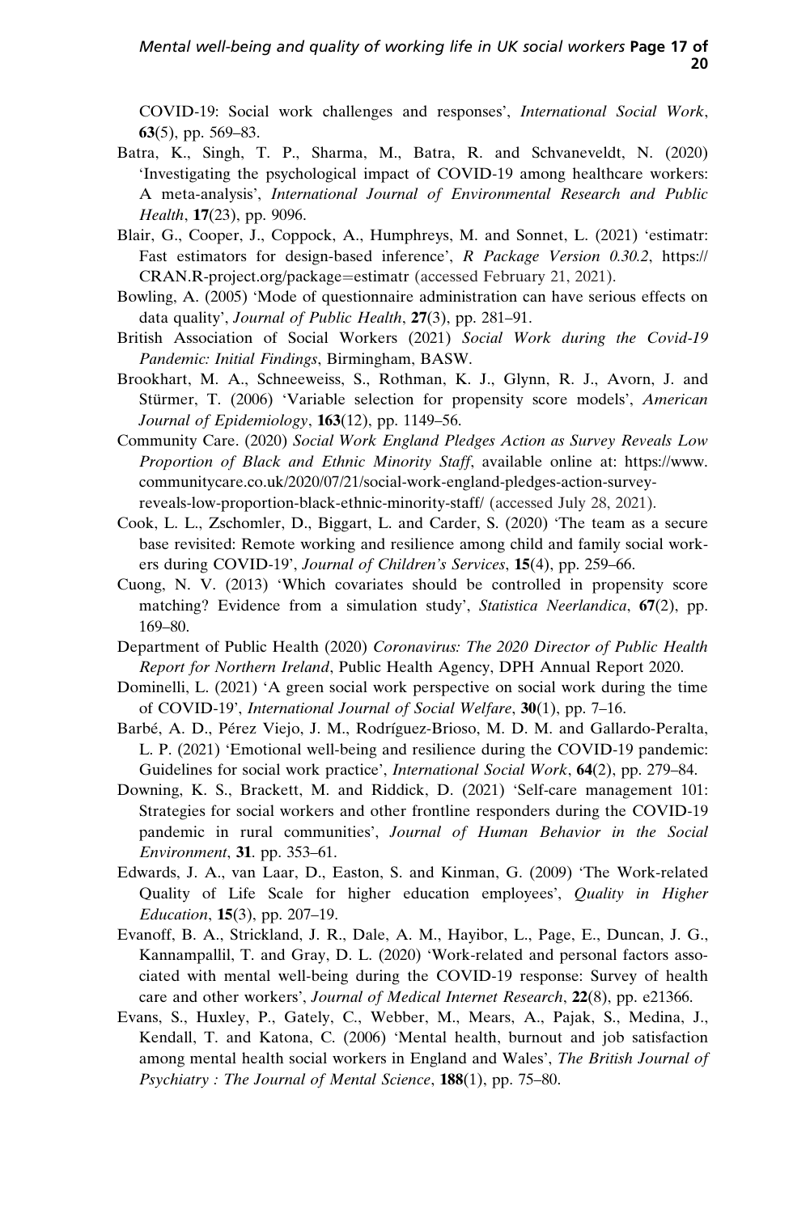COVID-19: Social work challenges and responses', *International Social Work*, **63**(5), pp. 569–83.

Batra, K., Singh, T. P., Sharma, M., Batra, R. and Schvaneveldt, N. (2020) 'Investigating the psychological impact of COVID-19 among healthcare workers: A meta-analysis', *International Journal of Environmental Research and Public Health*, **17**(23), pp. 9096.

Blair, G., Cooper, J., Coppock, A., Humphreys, M. and Sonnet, L. (2021) 'estimatr: Fast estimators for design-based inference', *R Package Version 0.30.2*, https://CRAN.R-project.org/package=estimatr (accessed February 21, 2021).

Bowling, A. (2005) 'Mode of questionnaire administration can have serious effects on data quality', *Journal of Public Health*, **27**(3), pp. 281–91.

British Association of Social Workers (2021) *Social Work during the Covid-19 Pandemic: Initial Findings*, Birmingham, BASW.

Brookhart, M. A., Schneeweiss, S., Rothman, K. J., Glynn, R. J., Avorn, J. and Stürmer, T. (2006) 'Variable selection for propensity score models', *American Journal of Epidemiology*, **163**(12), pp. 1149–56.

Community Care. (2020) *Social Work England Pledges Action as Survey Reveals Low Proportion of Black and Ethnic Minority Staff*, available online at: https://www.communitycare.co.uk/2020/07/21/social-work-england-pledges-action-survey-reveals-low-proportion-black-ethnic-minority-staff/ (accessed July 28, 2021).

Cook, L. L., Zschomler, D., Biggart, L. and Carder, S. (2020) 'The team as a secure base revisited: Remote working and resilience among child and family social workers during COVID-19', *Journal of Children's Services*, **15**(4), pp. 259–66.

Cuong, N. V. (2013) 'Which covariates should be controlled in propensity score matching? Evidence from a simulation study', *Statistica Neerlandica*, **67**(2), pp. 169–80.

Department of Public Health (2020) *Coronavirus: The 2020 Director of Public Health Report for Northern Ireland*, Public Health Agency, DPH Annual Report 2020.

Dominelli, L. (2021) 'A green social work perspective on social work during the time of COVID-19', *International Journal of Social Welfare*, **30**(1), pp. 7–16.

Barbé, A. D., Pérez Viejo, J. M., Rodríguez-Brioso, M. D. M. and Gallardo-Peralta, L. P. (2021) 'Emotional well-being and resilience during the COVID-19 pandemic: Guidelines for social work practice', *International Social Work*, **64**(2), pp. 279–84.

Downing, K. S., Brackett, M. and Riddick, D. (2021) 'Self-care management 101: Strategies for social workers and other frontline responders during the COVID-19 pandemic in rural communities', *Journal of Human Behavior in the Social Environment*, **31**. pp. 353–61.

Edwards, J. A., van Laar, D., Easton, S. and Kinman, G. (2009) 'The Work-related Quality of Life Scale for higher education employees', *Quality in Higher Education*, **15**(3), pp. 207–19.

Evanoff, B. A., Strickland, J. R., Dale, A. M., Hayibor, L., Page, E., Duncan, J. G., Kannampallil, T. and Gray, D. L. (2020) 'Work-related and personal factors associated with mental well-being during the COVID-19 response: Survey of health care and other workers', *Journal of Medical Internet Research*, **22**(8), pp. e21366.

Evans, S., Huxley, P., Gately, C., Webber, M., Mears, A., Pajak, S., Medina, J., Kendall, T. and Katona, C. (2006) 'Mental health, burnout and job satisfaction among mental health social workers in England and Wales', *The British Journal of Psychiatry : The Journal of Mental Science*, **188**(1), pp. 75–80.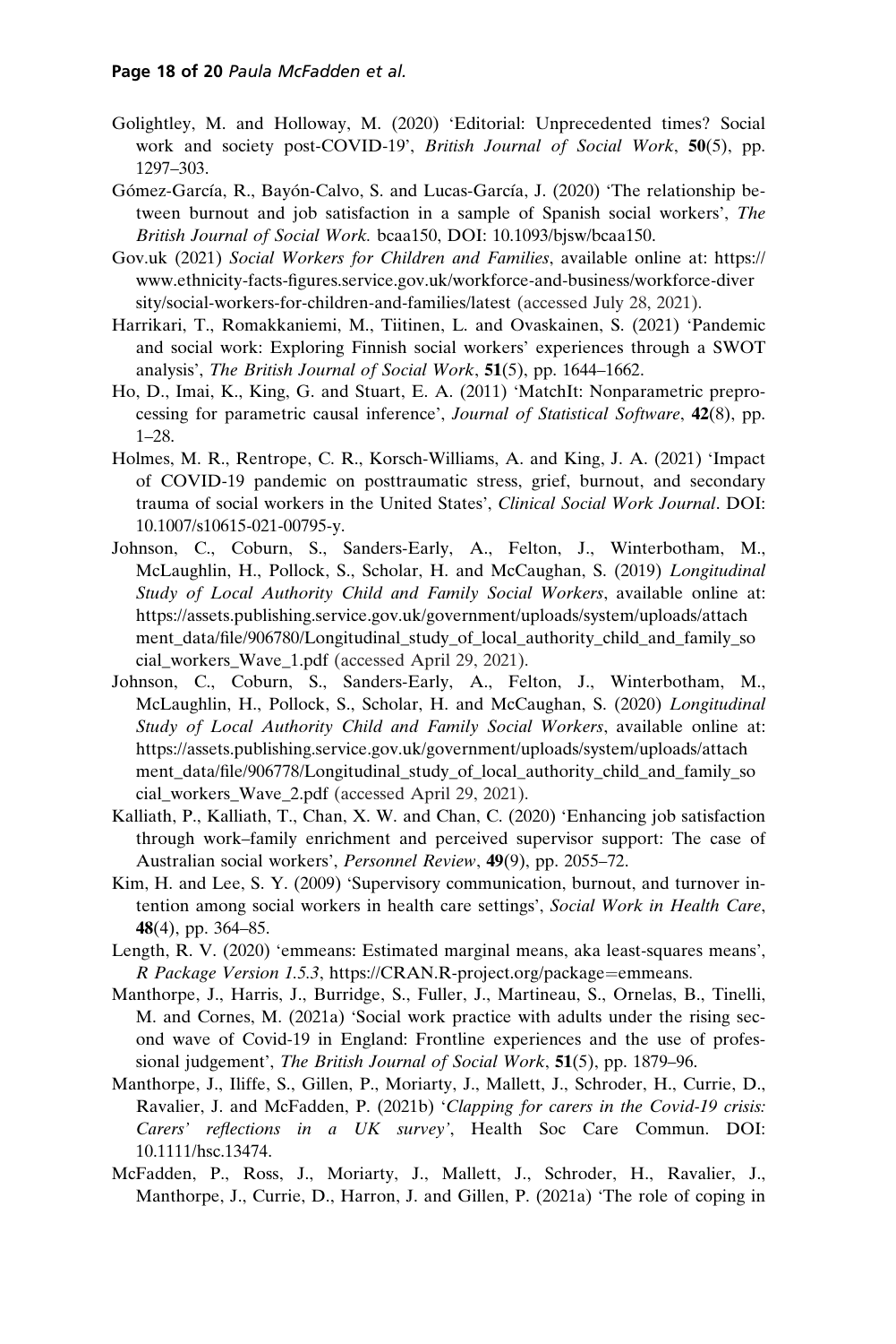Golightley, M. and Holloway, M. (2020) 'Editorial: Unprecedented times? Social work and society post-COVID-19', *British Journal of Social Work*, **50**(5), pp. 1297–303.

Gómez-García, R., Bayón-Calvo, S. and Lucas-García, J. (2020) 'The relationship between burnout and job satisfaction in a sample of Spanish social workers', *The British Journal of Social Work.* bcaa150, DOI: 10.1093/bjsw/bcaa150.

Gov.uk (2021) *Social Workers for Children and Families*, available online at: https://www.ethnicity-facts-figures.service.gov.uk/workforce-and-business/workforce-diversity/social-workers-for-children-and-families/latest (accessed July 28, 2021).

Harrikari, T., Romakkaniemi, M., Tiitinen, L. and Ovaskainen, S. (2021) 'Pandemic and social work: Exploring Finnish social workers' experiences through a SWOT analysis', *The British Journal of Social Work*, **51**(5), pp. 1644–1662.

Ho, D., Imai, K., King, G. and Stuart, E. A. (2011) 'MatchIt: Nonparametric preprocessing for parametric causal inference', *Journal of Statistical Software*, **42**(8), pp. 1–28.

Holmes, M. R., Rentrope, C. R., Korsch-Williams, A. and King, J. A. (2021) 'Impact of COVID-19 pandemic on posttraumatic stress, grief, burnout, and secondary trauma of social workers in the United States', *Clinical Social Work Journal*. DOI: 10.1007/s10615-021-00795-y.

Johnson, C., Coburn, S., Sanders-Early, A., Felton, J., Winterbotham, M., McLaughlin, H., Pollock, S., Scholar, H. and McCaughan, S. (2019) *Longitudinal Study of Local Authority Child and Family Social Workers*, available online at: https://assets.publishing.service.gov.uk/government/uploads/system/uploads/attachment_data/file/906780/Longitudinal_study_of_local_authority_child_and_family_social_workers_Wave_1.pdf (accessed April 29, 2021).

Johnson, C., Coburn, S., Sanders-Early, A., Felton, J., Winterbotham, M., McLaughlin, H., Pollock, S., Scholar, H. and McCaughan, S. (2020) *Longitudinal Study of Local Authority Child and Family Social Workers*, available online at: https://assets.publishing.service.gov.uk/government/uploads/system/uploads/attachment_data/file/906778/Longitudinal_study_of_local_authority_child_and_family_social_workers_Wave_2.pdf (accessed April 29, 2021).

Kalliath, P., Kalliath, T., Chan, X. W. and Chan, C. (2020) 'Enhancing job satisfaction through work–family enrichment and perceived supervisor support: The case of Australian social workers', *Personnel Review*, **49**(9), pp. 2055–72.

Kim, H. and Lee, S. Y. (2009) 'Supervisory communication, burnout, and turnover intention among social workers in health care settings', *Social Work in Health Care*, **48**(4), pp. 364–85.

Length, R. V. (2020) 'emmeans: Estimated marginal means, aka least-squares means', *R Package Version 1.5.3*, https://CRAN.R-project.org/package=emmeans.

Manthorpe, J., Harris, J., Burridge, S., Fuller, J., Martineau, S., Ornelas, B., Tinelli, M. and Cornes, M. (2021a) 'Social work practice with adults under the rising second wave of Covid-19 in England: Frontline experiences and the use of professional judgement', *The British Journal of Social Work*, **51**(5), pp. 1879–96.

Manthorpe, J., Iliffe, S., Gillen, P., Moriarty, J., Mallett, J., Schroder, H., Currie, D., Ravalier, J. and McFadden, P. (2021b) '*Clapping for carers in the Covid-19 crisis: Carers' reflections in a UK survey*', Health Soc Care Commun. DOI: 10.1111/hsc.13474.

McFadden, P., Ross, J., Moriarty, J., Mallett, J., Schroder, H., Ravalier, J., Manthorpe, J., Currie, D., Harron, J. and Gillen, P. (2021a) 'The role of coping in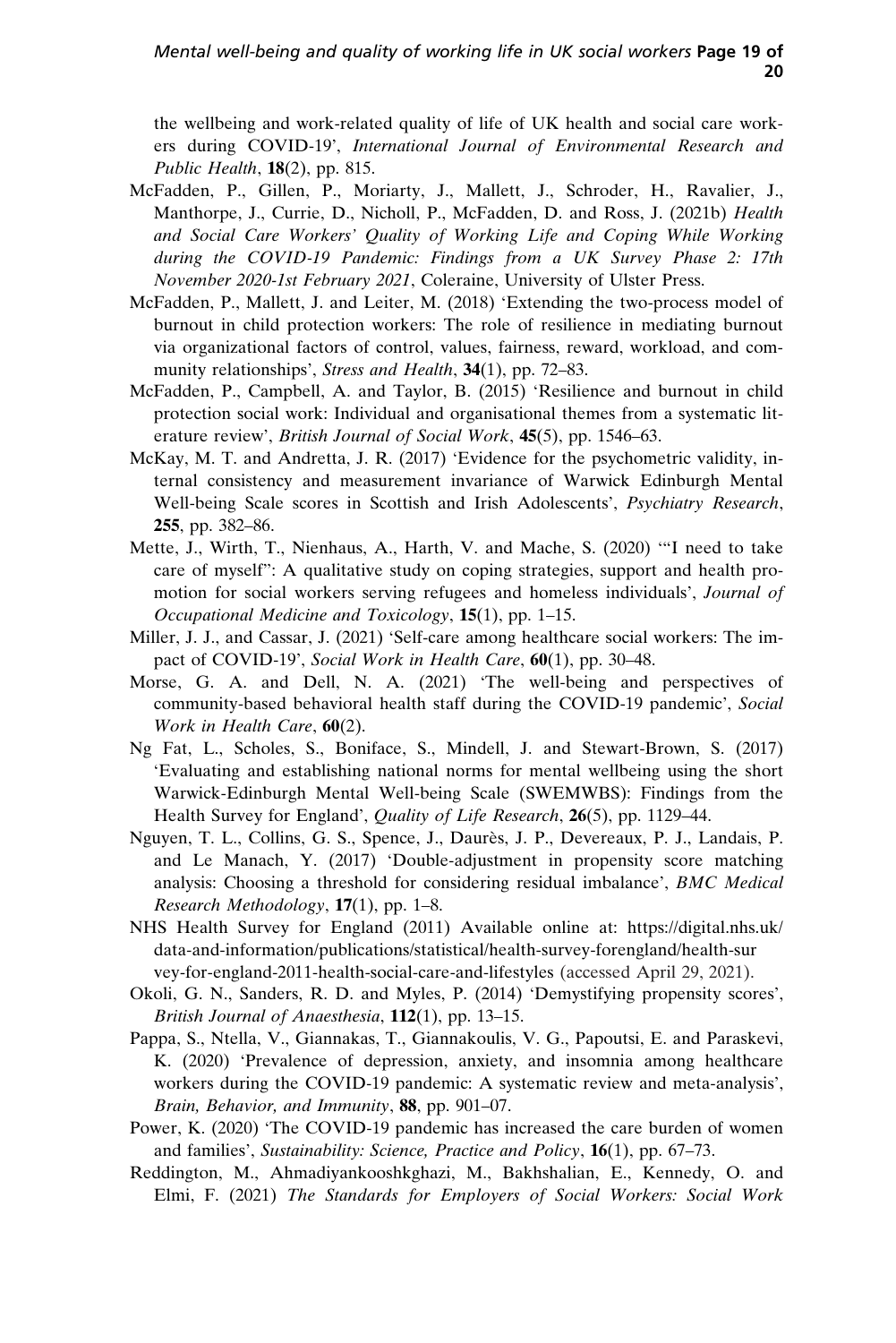the wellbeing and work-related quality of life of UK health and social care workers during COVID-19', *International Journal of Environmental Research and Public Health*, **18**(2), pp. 815.

McFadden, P., Gillen, P., Moriarty, J., Mallett, J., Schroder, H., Ravalier, J., Manthorpe, J., Currie, D., Nicholl, P., McFadden, D. and Ross, J. (2021b) *Health and Social Care Workers' Quality of Working Life and Coping While Working during the COVID-19 Pandemic: Findings from a UK Survey Phase 2: 17th November 2020-1st February 2021*, Coleraine, University of Ulster Press.

McFadden, P., Mallett, J. and Leiter, M. (2018) 'Extending the two-process model of burnout in child protection workers: The role of resilience in mediating burnout via organizational factors of control, values, fairness, reward, workload, and community relationships', *Stress and Health*, **34**(1), pp. 72–83.

McFadden, P., Campbell, A. and Taylor, B. (2015) 'Resilience and burnout in child protection social work: Individual and organisational themes from a systematic literature review', *British Journal of Social Work*, **45**(5), pp. 1546–63.

McKay, M. T. and Andretta, J. R. (2017) 'Evidence for the psychometric validity, internal consistency and measurement invariance of Warwick Edinburgh Mental Well-being Scale scores in Scottish and Irish Adolescents', *Psychiatry Research*, **255**, pp. 382–86.

Mette, J., Wirth, T., Nienhaus, A., Harth, V. and Mache, S. (2020) '"I need to take care of myself": A qualitative study on coping strategies, support and health promotion for social workers serving refugees and homeless individuals', *Journal of Occupational Medicine and Toxicology*, **15**(1), pp. 1–15.

Miller, J. J., and Cassar, J. (2021) 'Self-care among healthcare social workers: The impact of COVID-19', *Social Work in Health Care*, **60**(1), pp. 30–48.

Morse, G. A. and Dell, N. A. (2021) 'The well-being and perspectives of community-based behavioral health staff during the COVID-19 pandemic', *Social Work in Health Care*, **60**(2).

Ng Fat, L., Scholes, S., Boniface, S., Mindell, J. and Stewart-Brown, S. (2017) 'Evaluating and establishing national norms for mental wellbeing using the short Warwick-Edinburgh Mental Well-being Scale (SWEMWBS): Findings from the Health Survey for England', *Quality of Life Research*, **26**(5), pp. 1129–44.

Nguyen, T. L., Collins, G. S., Spence, J., Daurès, J. P., Devereaux, P. J., Landais, P. and Le Manach, Y. (2017) 'Double-adjustment in propensity score matching analysis: Choosing a threshold for considering residual imbalance', *BMC Medical Research Methodology*, **17**(1), pp. 1–8.

NHS Health Survey for England (2011) Available online at: https://digital.nhs.uk/data-and-information/publications/statistical/health-survey-forengland/health-survey-for-england-2011-health-social-care-and-lifestyles (accessed April 29, 2021).

Okoli, G. N., Sanders, R. D. and Myles, P. (2014) 'Demystifying propensity scores', *British Journal of Anaesthesia*, **112**(1), pp. 13–15.

Pappa, S., Ntella, V., Giannakas, T., Giannakoulis, V. G., Papoutsi, E. and Paraskevi, K. (2020) 'Prevalence of depression, anxiety, and insomnia among healthcare workers during the COVID-19 pandemic: A systematic review and meta-analysis', *Brain, Behavior, and Immunity*, **88**, pp. 901–07.

Power, K. (2020) 'The COVID-19 pandemic has increased the care burden of women and families', *Sustainability: Science, Practice and Policy*, **16**(1), pp. 67–73.

Reddington, M., Ahmadiyankooshkghazi, M., Bakhshalian, E., Kennedy, O. and Elmi, F. (2021) *The Standards for Employers of Social Workers: Social Work*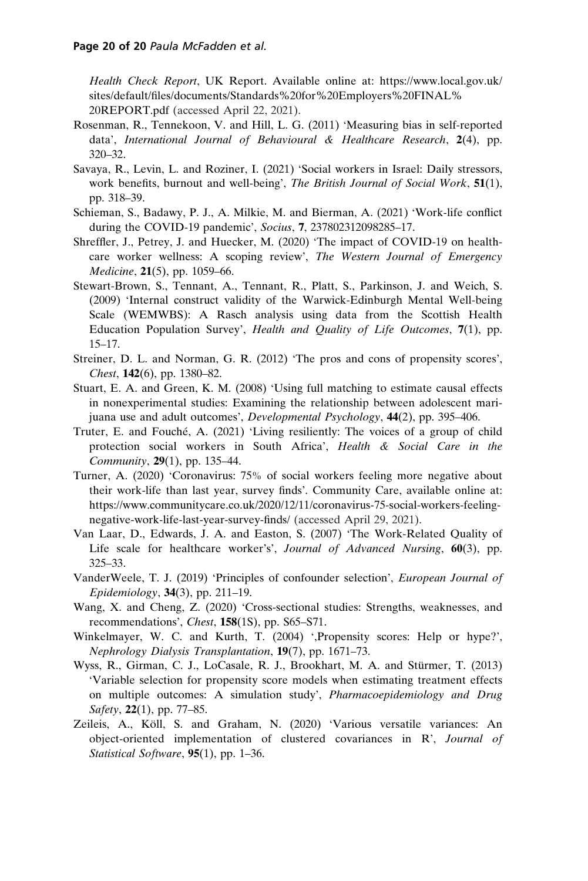*Health Check Report*, UK Report. Available online at: https://www.local.gov.uk/sites/default/files/documents/Standards%20for%20Employers%20FINAL%20REPORT.pdf (accessed April 22, 2021).

Rosenman, R., Tennekoon, V. and Hill, L. G. (2011) 'Measuring bias in self-reported data', *International Journal of Behavioural & Healthcare Research*, **2**(4), pp. 320–32.

Savaya, R., Levin, L. and Roziner, I. (2021) 'Social workers in Israel: Daily stressors, work benefits, burnout and well-being', *The British Journal of Social Work*, **51**(1), pp. 318–39.

Schieman, S., Badawy, P. J., A. Milkie, M. and Bierman, A. (2021) 'Work-life conflict during the COVID-19 pandemic', *Socius*, **7**, 237802312098285–17.

Shreffler, J., Petrey, J. and Huecker, M. (2020) 'The impact of COVID-19 on healthcare worker wellness: A scoping review', *The Western Journal of Emergency Medicine*, **21**(5), pp. 1059–66.

Stewart-Brown, S., Tennant, A., Tennant, R., Platt, S., Parkinson, J. and Weich, S. (2009) 'Internal construct validity of the Warwick-Edinburgh Mental Well-being Scale (WEMWBS): A Rasch analysis using data from the Scottish Health Education Population Survey', *Health and Quality of Life Outcomes*, **7**(1), pp. 15–17.

Streiner, D. L. and Norman, G. R. (2012) 'The pros and cons of propensity scores', *Chest*, **142**(6), pp. 1380–82.

Stuart, E. A. and Green, K. M. (2008) 'Using full matching to estimate causal effects in nonexperimental studies: Examining the relationship between adolescent marijuana use and adult outcomes', *Developmental Psychology*, **44**(2), pp. 395–406.

Truter, E. and Fouché, A. (2021) 'Living resiliently: The voices of a group of child protection social workers in South Africa', *Health & Social Care in the Community*, **29**(1), pp. 135–44.

Turner, A. (2020) 'Coronavirus: 75% of social workers feeling more negative about their work-life than last year, survey finds'. Community Care, available online at: https://www.communitycare.co.uk/2020/12/11/coronavirus-75-social-workers-feeling-negative-work-life-last-year-survey-finds/ (accessed April 29, 2021).

Van Laar, D., Edwards, J. A. and Easton, S. (2007) 'The Work-Related Quality of Life scale for healthcare worker's', *Journal of Advanced Nursing*, **60**(3), pp. 325–33.

VanderWeele, T. J. (2019) 'Principles of confounder selection', *European Journal of Epidemiology*, **34**(3), pp. 211–19.

Wang, X. and Cheng, Z. (2020) 'Cross-sectional studies: Strengths, weaknesses, and recommendations', *Chest*, **158**(1S), pp. S65–S71.

Winkelmayer, W. C. and Kurth, T. (2004) ',Propensity scores: Help or hype?', *Nephrology Dialysis Transplantation*, **19**(7), pp. 1671–73.

Wyss, R., Girman, C. J., LoCasale, R. J., Brookhart, M. A. and Stürmer, T. (2013) 'Variable selection for propensity score models when estimating treatment effects on multiple outcomes: A simulation study', *Pharmacoepidemiology and Drug Safety*, **22**(1), pp. 77–85.

Zeileis, A., Köll, S. and Graham, N. (2020) 'Various versatile variances: An object-oriented implementation of clustered covariances in R', *Journal of Statistical Software*, **95**(1), pp. 1–36.